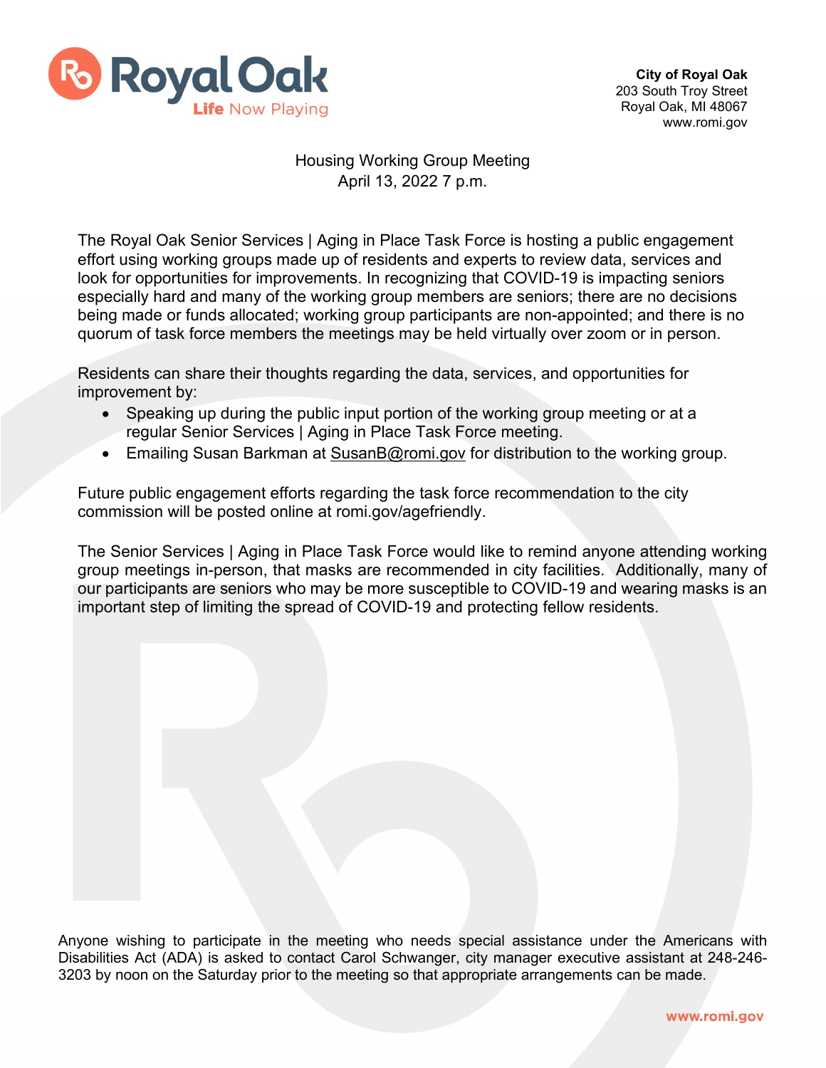**City of Royal Oak**
203 South Troy Street
Royal Oak, MI 48067
www.romi.gov

# Housing Working Group Meeting
April 13, 2022 7 p.m.

The Royal Oak Senior Services | Aging in Place Task Force is hosting a public engagement effort using working groups made up of residents and experts to review data, services and look for opportunities for improvements. In recognizing that COVID-19 is impacting seniors especially hard and many of the working group members are seniors; there are no decisions being made or funds allocated; working group participants are non-appointed; and there is no quorum of task force members the meetings may be held virtually over zoom or in person.

Residents can share their thoughts regarding the data, services, and opportunities for improvement by:

- Speaking up during the public input portion of the working group meeting or at a regular Senior Services | Aging in Place Task Force meeting.
- Emailing Susan Barkman at SusanB@romi.gov for distribution to the working group.

Future public engagement efforts regarding the task force recommendation to the city commission will be posted online at romi.gov/agefriendly.

The Senior Services | Aging in Place Task Force would like to remind anyone attending working group meetings in-person, that masks are recommended in city facilities. Additionally, many of our participants are seniors who may be more susceptible to COVID-19 and wearing masks is an important step of limiting the spread of COVID-19 and protecting fellow residents.

Anyone wishing to participate in the meeting who needs special assistance under the Americans with Disabilities Act (ADA) is asked to contact Carol Schwanger, city manager executive assistant at 248-246-3203 by noon on the Saturday prior to the meeting so that appropriate arrangements can be made.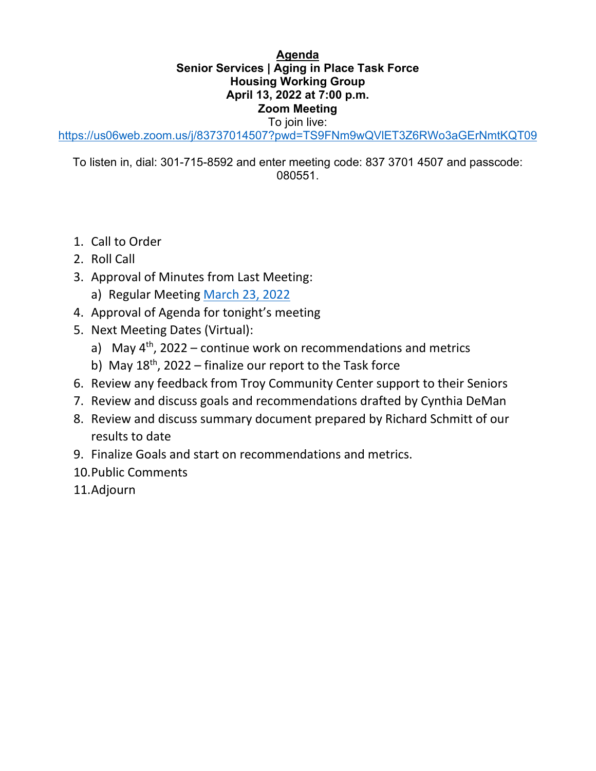**Agenda**

**Senior Services | Aging in Place Task Force**

**Housing Working Group**

**April 13, 2022 at 7:00 p.m.**

**Zoom Meeting**

To join live:

https://us06web.zoom.us/j/83737014507?pwd=TS9FNm9wQVlET3Z6RWo3aGErNmtKQT09

To listen in, dial: 301-715-8592 and enter meeting code: 837 3701 4507 and passcode: 080551.

1. Call to Order
2. Roll Call
3. Approval of Minutes from Last Meeting:
   a) Regular Meeting March 23, 2022
4. Approval of Agenda for tonight's meeting
5. Next Meeting Dates (Virtual):
   a) May 4th, 2022 – continue work on recommendations and metrics
   b) May 18th, 2022 – finalize our report to the Task force
6. Review any feedback from Troy Community Center support to their Seniors
7. Review and discuss goals and recommendations drafted by Cynthia DeMan
8. Review and discuss summary document prepared by Richard Schmitt of our results to date
9. Finalize Goals and start on recommendations and metrics.
10. Public Comments
11. Adjourn